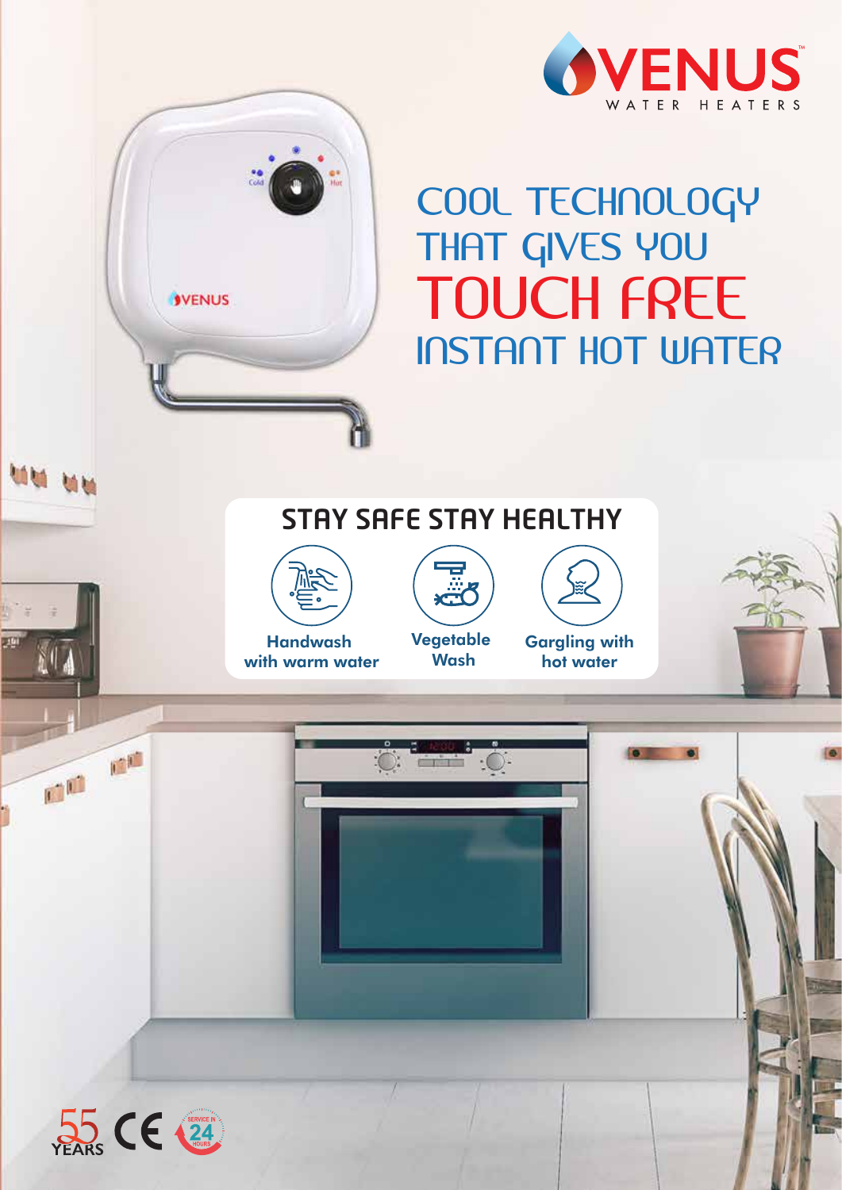# VENUS

WATER HEATERS

## COOL TECHNOLOGY THAT GIVES YOU TOUCH FREE INSTANT HOT WATER

### STAY SAFE STAY HEALTHY

- Handwash with warm water
- Vegetable Wash
- Gargling with hot water

55 YEARS CE SERVICE IN 24 HOURS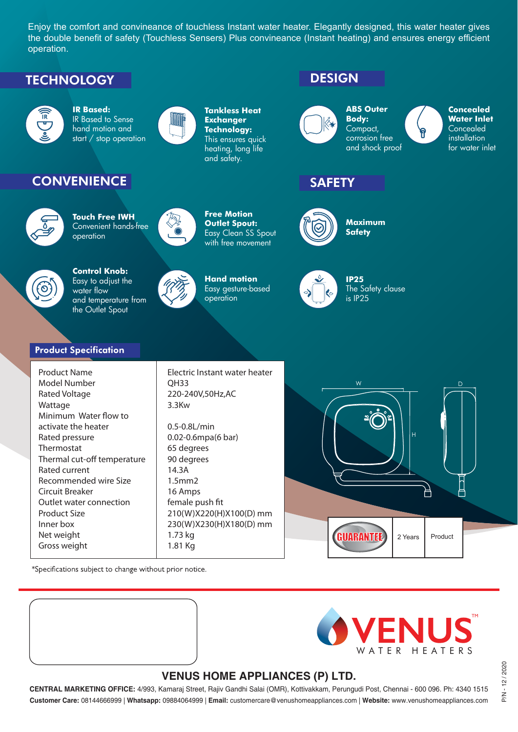Enjoy the comfort and convineance of touchless Instant water heater. Elegantly designed, this water heater gives the double benefit of safety (Touchless Sensers) Plus convineance (Instant heating) and ensures energy efficient operation.

## TECHNOLOGY

**IR Based:** IR Based to Sense hand motion and start / stop operation

**Tankless Heat Exchanger Technology:** This ensures quick heating, long life and safety.

## DESIGN

**ABS Outer Body:** Compact, corrosion free and shock proof

**Concealed Water Inlet** Concealed installation for water inlet

## CONVENIENCE

**Touch Free IWH** Convenient hands-free operation

**Free Motion Outlet Spout:** Easy Clean SS Spout with free movement

**Control Knob:** Easy to adjust the water flow and temperature from the Outlet Spout

**Hand motion** Easy gesture-based operation

## SAFETY

**Maximum Safety**

**IP25** The Safety clause is IP25

## Product Specification

| | |
|---|---|
| Product Name | Electric Instant water heater |
| Model Number | QH33 |
| Rated Voltage | 220-240V,50Hz,AC |
| Wattage | 3.3Kw |
| Minimum Water flow to activate the heater | 0.5-0.8L/min |
| Rated pressure | 0.02-0.6mpa(6 bar) |
| Thermostat | 65 degrees |
| Thermal cut-off temperature | 90 degrees |
| Rated current | 14.3A |
| Recommended wire Size | 1.5mm2 |
| Circuit Breaker | 16 Amps |
| Outlet water connection | female push fit |
| Product Size | 210(W)X220(H)X100(D) mm |
| Inner box | 230(W)X230(H)X180(D) mm |
| Net weight | 1.73 kg |
| Gross weight | 1.81 Kg |

*Specifications subject to change without prior notice.

W

D

H

| GUARANTEE | 2 Years | Product |
|---|---|---|

VENUS™ WATER HEATERS

## VENUS HOME APPLIANCES (P) LTD.

**CENTRAL MARKETING OFFICE:** 4/993, Kamaraj Street, Rajiv Gandhi Salai (OMR), Kottivakkam, Perungudi Post, Chennai - 600 096. Ph: 4340 1515

**Customer Care:** 08144666999 | **Whatsapp:** 09884064999 | **Email:** customercare@venushomeappliances.com | **Website:** www.venushomeappliances.com

P/N - 12 / 2020